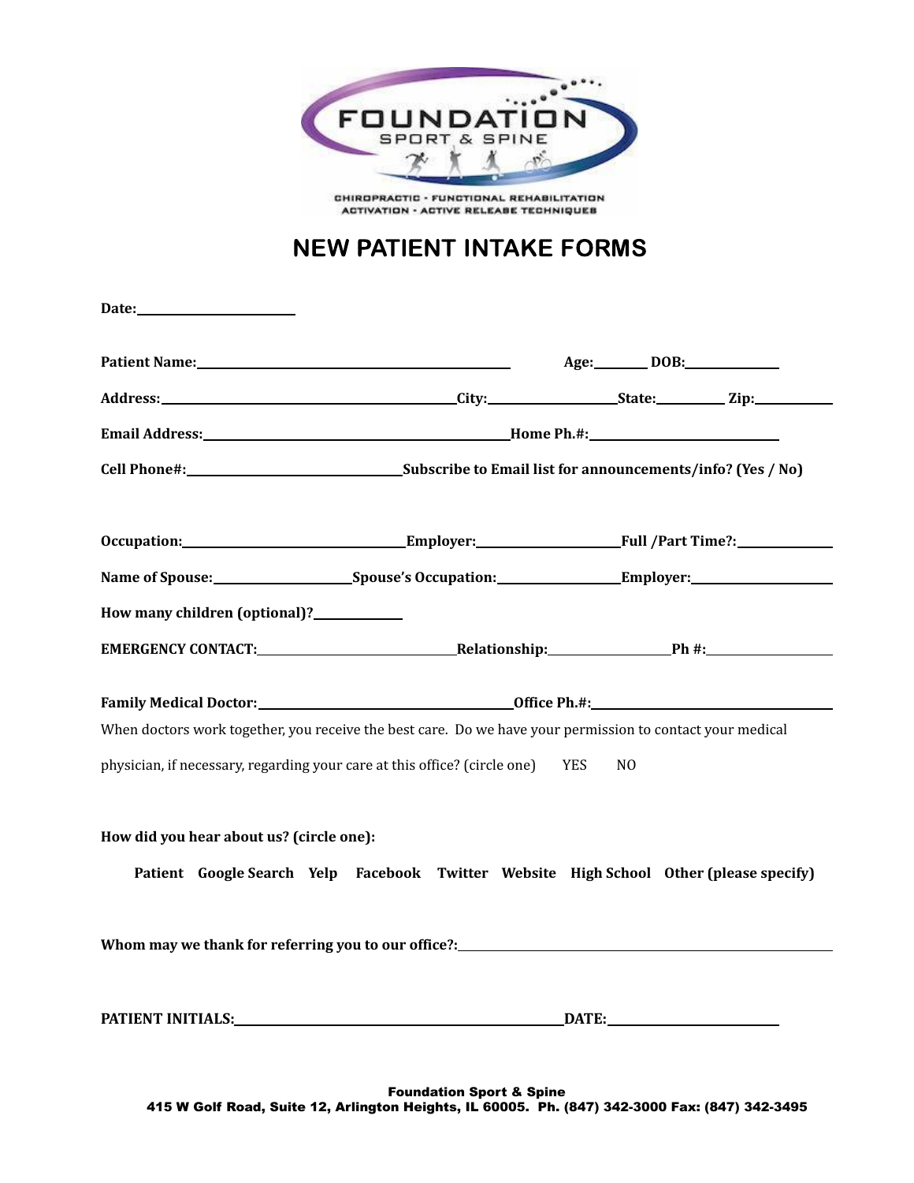FOUNDATION
SPORT & SPINE

CHIROPRACTIC - FUNCTIONAL REHABILITATION
ACTIVATION - ACTIVE RELEASE TECHNIQUES

# NEW PATIENT INTAKE FORMS

**Date:**\_\_\_\_\_\_\_\_\_\_\_\_\_\_\_\_\_\_\_\_

**Patient Name:**\_\_\_\_\_\_\_\_\_\_\_\_\_\_\_\_\_\_\_\_\_\_\_\_\_\_\_\_\_\_\_\_\_\_\_\_\_\_\_\_ **Age:**\_\_\_\_\_\_ **DOB:**\_\_\_\_\_\_\_\_\_\_\_\_

**Address:**\_\_\_\_\_\_\_\_\_\_\_\_\_\_\_\_\_\_\_\_\_\_\_\_\_\_\_\_\_\_\_\_\_\_\_\_\_\_ **City:**\_\_\_\_\_\_\_\_\_\_\_\_\_\_\_\_ **State:**\_\_\_\_\_\_\_\_ **Zip:**\_\_\_\_\_\_\_\_\_\_

**Email Address:**\_\_\_\_\_\_\_\_\_\_\_\_\_\_\_\_\_\_\_\_\_\_\_\_\_\_\_\_\_\_\_\_\_\_\_\_\_\_ **Home Ph.#:**\_\_\_\_\_\_\_\_\_\_\_\_\_\_\_\_\_\_\_\_\_\_\_\_

**Cell Phone#:**\_\_\_\_\_\_\_\_\_\_\_\_\_\_\_\_\_\_\_\_\_\_\_\_\_\_\_ **Subscribe to Email list for announcements/info? (Yes / No)**

**Occupation:**\_\_\_\_\_\_\_\_\_\_\_\_\_\_\_\_\_\_\_\_\_\_\_\_\_\_\_ **Employer:**\_\_\_\_\_\_\_\_\_\_\_\_\_\_\_\_\_\_ **Full /Part Time?:**\_\_\_\_\_\_\_\_\_\_\_\_

**Name of Spouse:**\_\_\_\_\_\_\_\_\_\_\_\_\_\_\_\_\_\_ **Spouse's Occupation:**\_\_\_\_\_\_\_\_\_\_\_\_\_\_\_\_ **Employer:**\_\_\_\_\_\_\_\_\_\_\_\_\_\_\_\_\_\_

**How many children (optional)?**\_\_\_\_\_\_\_\_\_\_\_\_

**EMERGENCY CONTACT:**\_\_\_\_\_\_\_\_\_\_\_\_\_\_\_\_\_\_\_\_\_\_\_\_\_\_ **Relationship:**\_\_\_\_\_\_\_\_\_\_\_\_\_\_\_\_ **Ph #:**\_\_\_\_\_\_\_\_\_\_\_\_\_\_\_\_\_\_

**Family Medical Doctor:**\_\_\_\_\_\_\_\_\_\_\_\_\_\_\_\_\_\_\_\_\_\_\_\_\_\_\_\_\_\_\_\_\_\_\_ **Office Ph.#:**\_\_\_\_\_\_\_\_\_\_\_\_\_\_\_\_\_\_\_\_\_\_\_\_\_\_\_\_\_\_\_\_

When doctors work together, you receive the best care. Do we have your permission to contact your medical physician, if necessary, regarding your care at this office? (circle one) YES NO

**How did you hear about us? (circle one):**

**Patient Google Search Yelp Facebook Twitter Website High School Other (please specify)**

**Whom may we thank for referring you to our office?:**\_\_\_\_\_\_\_\_\_\_\_\_\_\_\_\_\_\_\_\_\_\_\_\_\_\_\_\_\_\_\_\_\_\_\_\_\_\_\_\_\_\_\_\_

**PATIENT INITIALS:**\_\_\_\_\_\_\_\_\_\_\_\_\_\_\_\_\_\_\_\_\_\_\_\_\_\_\_\_\_\_\_\_\_\_\_\_\_\_\_\_\_\_ **DATE:**\_\_\_\_\_\_\_\_\_\_\_\_\_\_\_\_\_\_\_\_\_\_

**Foundation Sport & Spine**
**415 W Golf Road, Suite 12, Arlington Heights, IL 60005. Ph. (847) 342-3000 Fax: (847) 342-3495**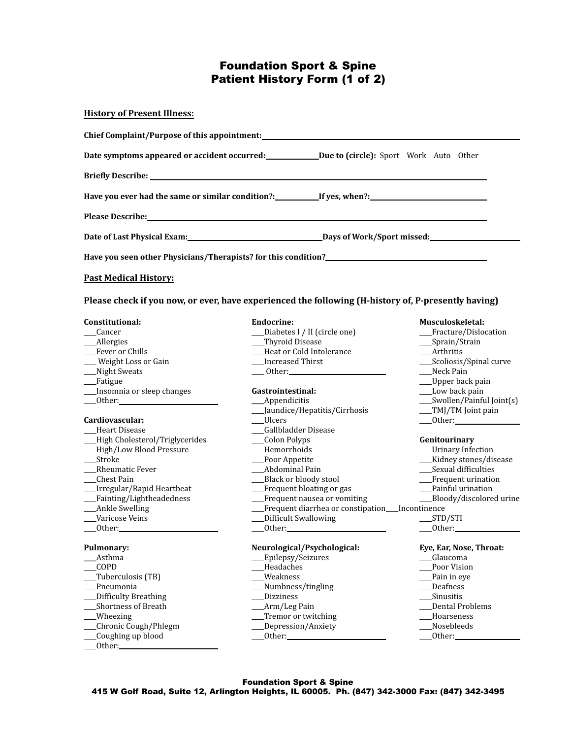# Foundation Sport & Spine
## Patient History Form (1 of 2)

**History of Present Illness:**

**Chief Complaint/Purpose of this appointment:** ______________________________

**Date symptoms appeared or accident occurred:** __________ **Due to (circle):** Sport Work Auto Other

**Briefly Describe:** ______________________________

**Have you ever had the same or similar condition?:** __________ **If yes, when?:** ______________

**Please Describe:** ______________________________

**Date of Last Physical Exam:** ______________ **Days of Work/Sport missed:** ______________

**Have you seen other Physicians/Therapists? for this condition?** ______________________________

**Past Medical History:**

**Please check if you now, or ever, have experienced the following (H-history of, P-presently having)**

**Constitutional:**
- ___Cancer
- ___Allergies
- ___Fever or Chills
- ___ Weight Loss or Gain
- ___Night Sweats
- ___Fatigue
- ___Insomnia or sleep changes
- ___Other: ______________

**Cardiovascular:**
- ___Heart Disease
- ___High Cholesterol/Triglycerides
- ___High/Low Blood Pressure
- ___Stroke
- ___Rheumatic Fever
- ___Chest Pain
- ___Irregular/Rapid Heartbeat
- ___Fainting/Lightheadedness
- ___Ankle Swelling
- ___Varicose Veins
- ___Other: ______________

**Pulmonary:**
- ___Asthma
- ___COPD
- ___Tuberculosis (TB)
- ___Pneumonia
- ___Difficulty Breathing
- ___Shortness of Breath
- ___Wheezing
- ___Chronic Cough/Phlegm
- ___Coughing up blood
- ___Other: ______________

**Endocrine:**
- ___Diabetes I / II (circle one)
- ___Thyroid Disease
- ___Heat or Cold Intolerance
- ___Increased Thirst
- ___ Other: ______________

**Gastrointestinal:**
- ___Appendicitis
- ___Jaundice/Hepatitis/Cirrhosis
- ___Ulcers
- ___Gallbladder Disease
- ___Colon Polyps
- ___Hemorrhoids
- ___Poor Appetite
- ___Abdominal Pain
- ___Black or bloody stool
- ___Frequent bloating or gas
- ___Frequent nausea or vomiting
- ___Frequent diarrhea or constipation
- ___Difficult Swallowing
- ___Other: ______________

**Neurological/Psychological:**
- ___Epilepsy/Seizures
- ___Headaches
- ___Weakness
- ___Numbness/tingling
- ___Dizziness
- ___Arm/Leg Pain
- ___Tremor or twitching
- ___Depression/Anxiety
- ___Other: ______________

**Musculoskeletal:**
- ___Fracture/Dislocation
- ___Sprain/Strain
- ___Arthritis
- ___Scoliosis/Spinal curve
- ___Neck Pain
- ___Upper back pain
- ___Low back pain
- ___Swollen/Painful Joint(s)
- ___TMJ/TM Joint pain
- ___Other: ______________

**Genitourinary**
- ___Urinary Infection
- ___Kidney stones/disease
- ___Sexual difficulties
- ___Frequent urination
- ___Painful urination
- ___Bloody/discolored urine
- ___Incontinence
- ___STD/STI
- ___Other: ______________

**Eye, Ear, Nose, Throat:**
- ___Glaucoma
- ___Poor Vision
- ___Pain in eye
- ___Deafness
- ___Sinusitis
- ___Dental Problems
- ___Hoarseness
- ___Nosebleeds
- ___Other: ______________

**Foundation Sport & Spine**
**415 W Golf Road, Suite 12, Arlington Heights, IL 60005. Ph. (847) 342-3000 Fax: (847) 342-3495**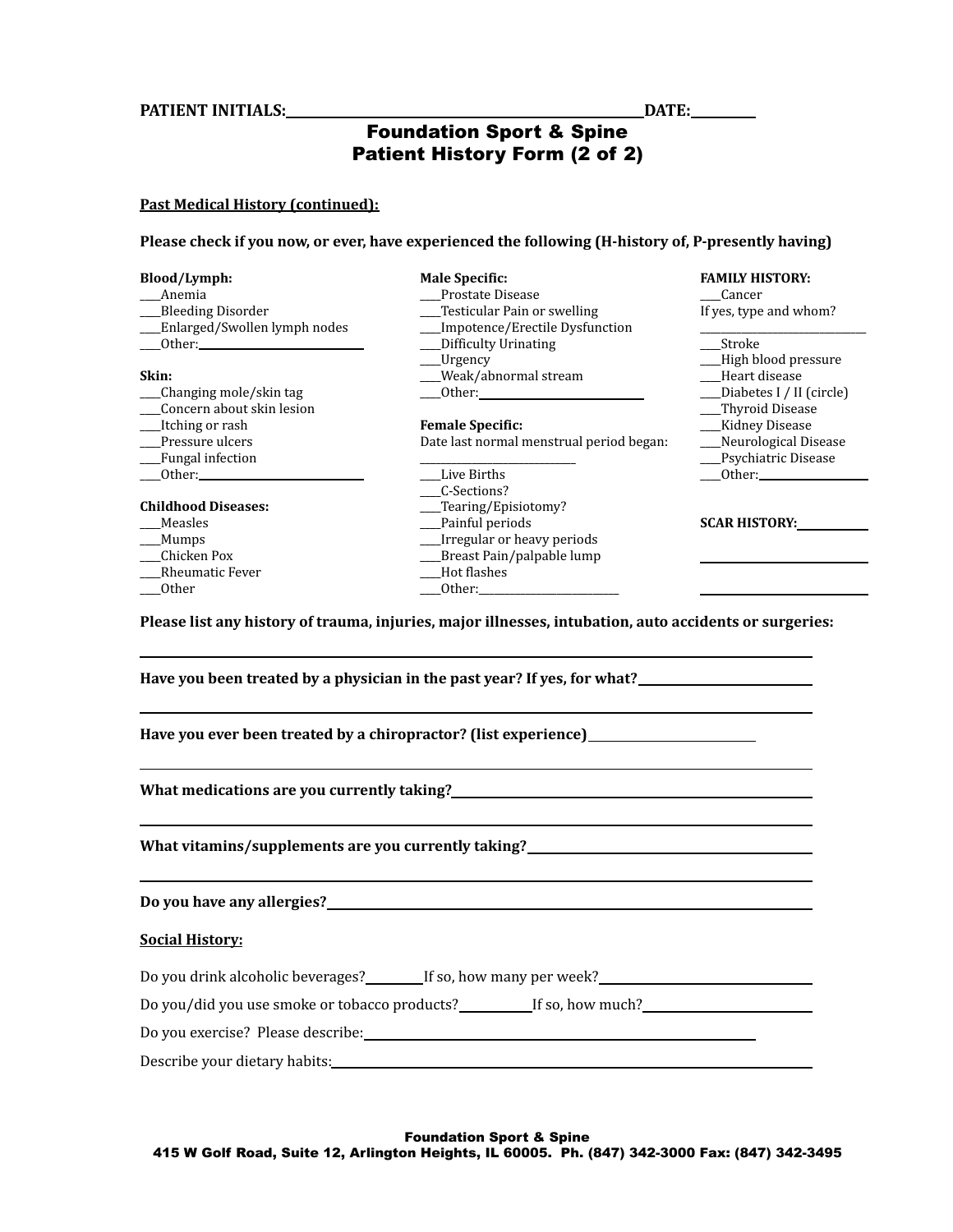**PATIENT INITIALS:**\_\_\_\_\_\_\_\_\_\_\_\_\_\_\_\_\_\_\_\_\_\_\_\_\_\_\_\_\_\_\_\_\_\_\_\_\_\_\_\_**DATE:**\_\_\_\_\_\_\_\_

# Foundation Sport & Spine
# Patient History Form (2 of 2)

**Past Medical History (continued):**

**Please check if you now, or ever, have experienced the following (H-history of, P-presently having)**

**Blood/Lymph:**
___Anemia
___Bleeding Disorder
___Enlarged/Swollen lymph nodes
___Other:______________________

**Skin:**
___Changing mole/skin tag
___Concern about skin lesion
___Itching or rash
___Pressure ulcers
___Fungal infection
___Other:______________________

**Childhood Diseases:**
___Measles
___Mumps
___Chicken Pox
___Rheumatic Fever
___Other

**Male Specific:**
___Prostate Disease
___Testicular Pain or swelling
___Impotence/Erectile Dysfunction
___Difficulty Urinating
___Urgency
___Weak/abnormal stream
___Other:______________________

**Female Specific:**
Date last normal menstrual period began:
______________________
___Live Births
___C-Sections?
___Tearing/Episiotomy?
___Painful periods
___Irregular or heavy periods
___Breast Pain/palpable lump
___Hot flashes
___Other:______________________

**FAMILY HISTORY:**
___Cancer
If yes, type and whom?
______________________
___Stroke
___High blood pressure
___Heart disease
___Diabetes I / II (circle)
___Thyroid Disease
___Kidney Disease
___Neurological Disease
___Psychiatric Disease
___Other:______________

**SCAR HISTORY:**\_\_\_\_\_\_\_\_\_\_

______________________

______________________

**Please list any history of trauma, injuries, major illnesses, intubation, auto accidents or surgeries:**

______________________________________________________________________________

**Have you been treated by a physician in the past year? If yes, for what?**\_\_\_\_\_\_\_\_\_\_\_\_\_\_\_\_\_\_\_\_

______________________________________________________________________________

**Have you ever been treated by a chiropractor? (list experience)**\_\_\_\_\_\_\_\_\_\_\_\_\_\_\_\_\_\_\_\_

______________________________________________________________________________

**What medications are you currently taking?**\_\_\_\_\_\_\_\_\_\_\_\_\_\_\_\_\_\_\_\_\_\_\_\_\_\_\_\_\_\_\_\_\_\_\_\_\_\_

______________________________________________________________________________

**What vitamins/supplements are you currently taking?**\_\_\_\_\_\_\_\_\_\_\_\_\_\_\_\_\_\_\_\_\_\_\_\_\_\_\_\_\_\_\_\_

______________________________________________________________________________

**Do you have any allergies?**\_\_\_\_\_\_\_\_\_\_\_\_\_\_\_\_\_\_\_\_\_\_\_\_\_\_\_\_\_\_\_\_\_\_\_\_\_\_\_\_\_\_\_\_\_\_\_\_\_\_

**Social History:**

Do you drink alcoholic beverages?\_\_\_\_\_\_\_\_If so, how many per week?\_\_\_\_\_\_\_\_\_\_\_\_\_\_\_\_\_\_\_\_\_\_\_\_

Do you/did you use smoke or tobacco products?\_\_\_\_\_\_\_\_\_\_If so, how much?\_\_\_\_\_\_\_\_\_\_\_\_\_\_\_\_\_\_\_\_

Do you exercise? Please describe:\_\_\_\_\_\_\_\_\_\_\_\_\_\_\_\_\_\_\_\_\_\_\_\_\_\_\_\_\_\_\_\_\_\_\_\_\_\_\_\_\_\_\_\_\_\_

Describe your dietary habits:\_\_\_\_\_\_\_\_\_\_\_\_\_\_\_\_\_\_\_\_\_\_\_\_\_\_\_\_\_\_\_\_\_\_\_\_\_\_\_\_\_\_\_\_\_\_\_\_\_\_

**Foundation Sport & Spine**
**415 W Golf Road, Suite 12, Arlington Heights, IL 60005. Ph. (847) 342-3000 Fax: (847) 342-3495**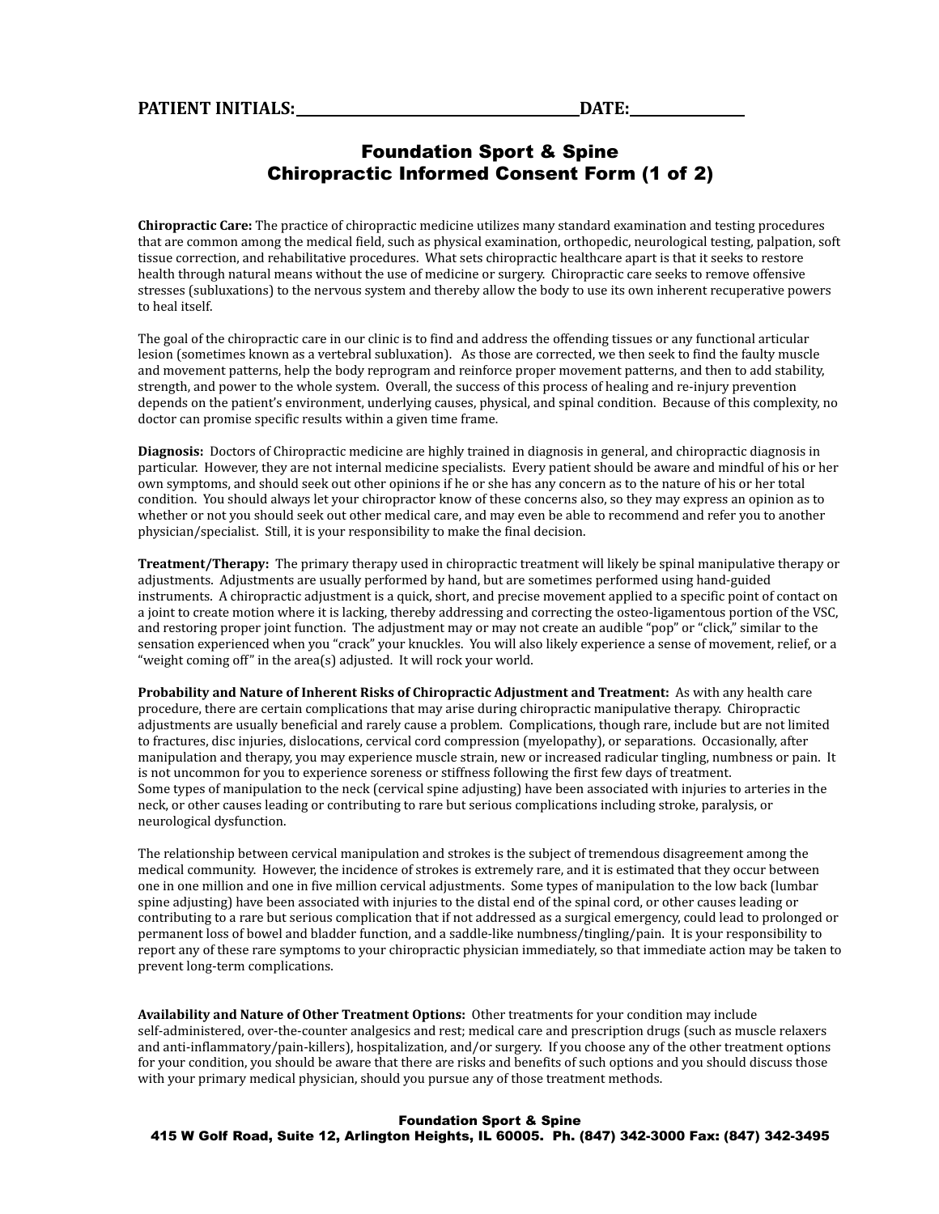PATIENT INITIALS:______________________________DATE:____________

# Foundation Sport & Spine
## Chiropractic Informed Consent Form (1 of 2)

**Chiropractic Care:** The practice of chiropractic medicine utilizes many standard examination and testing procedures that are common among the medical field, such as physical examination, orthopedic, neurological testing, palpation, soft tissue correction, and rehabilitative procedures. What sets chiropractic healthcare apart is that it seeks to restore health through natural means without the use of medicine or surgery. Chiropractic care seeks to remove offensive stresses (subluxations) to the nervous system and thereby allow the body to use its own inherent recuperative powers to heal itself.

The goal of the chiropractic care in our clinic is to find and address the offending tissues or any functional articular lesion (sometimes known as a vertebral subluxation). As those are corrected, we then seek to find the faulty muscle and movement patterns, help the body reprogram and reinforce proper movement patterns, and then to add stability, strength, and power to the whole system. Overall, the success of this process of healing and re-injury prevention depends on the patient's environment, underlying causes, physical, and spinal condition. Because of this complexity, no doctor can promise specific results within a given time frame.

**Diagnosis:** Doctors of Chiropractic medicine are highly trained in diagnosis in general, and chiropractic diagnosis in particular. However, they are not internal medicine specialists. Every patient should be aware and mindful of his or her own symptoms, and should seek out other opinions if he or she has any concern as to the nature of his or her total condition. You should always let your chiropractor know of these concerns also, so they may express an opinion as to whether or not you should seek out other medical care, and may even be able to recommend and refer you to another physician/specialist. Still, it is your responsibility to make the final decision.

**Treatment/Therapy:** The primary therapy used in chiropractic treatment will likely be spinal manipulative therapy or adjustments. Adjustments are usually performed by hand, but are sometimes performed using hand-guided instruments. A chiropractic adjustment is a quick, short, and precise movement applied to a specific point of contact on a joint to create motion where it is lacking, thereby addressing and correcting the osteo-ligamentous portion of the VSC, and restoring proper joint function. The adjustment may or may not create an audible "pop" or "click," similar to the sensation experienced when you "crack" your knuckles. You will also likely experience a sense of movement, relief, or a "weight coming off" in the area(s) adjusted. It will rock your world.

**Probability and Nature of Inherent Risks of Chiropractic Adjustment and Treatment:** As with any health care procedure, there are certain complications that may arise during chiropractic manipulative therapy. Chiropractic adjustments are usually beneficial and rarely cause a problem. Complications, though rare, include but are not limited to fractures, disc injuries, dislocations, cervical cord compression (myelopathy), or separations. Occasionally, after manipulation and therapy, you may experience muscle strain, new or increased radicular tingling, numbness or pain. It is not uncommon for you to experience soreness or stiffness following the first few days of treatment.
Some types of manipulation to the neck (cervical spine adjusting) have been associated with injuries to arteries in the neck, or other causes leading or contributing to rare but serious complications including stroke, paralysis, or neurological dysfunction.

The relationship between cervical manipulation and strokes is the subject of tremendous disagreement among the medical community. However, the incidence of strokes is extremely rare, and it is estimated that they occur between one in one million and one in five million cervical adjustments. Some types of manipulation to the low back (lumbar spine adjusting) have been associated with injuries to the distal end of the spinal cord, or other causes leading or contributing to a rare but serious complication that if not addressed as a surgical emergency, could lead to prolonged or permanent loss of bowel and bladder function, and a saddle-like numbness/tingling/pain. It is your responsibility to report any of these rare symptoms to your chiropractic physician immediately, so that immediate action may be taken to prevent long-term complications.

**Availability and Nature of Other Treatment Options:** Other treatments for your condition may include self-administered, over-the-counter analgesics and rest; medical care and prescription drugs (such as muscle relaxers and anti-inflammatory/pain-killers), hospitalization, and/or surgery. If you choose any of the other treatment options for your condition, you should be aware that there are risks and benefits of such options and you should discuss those with your primary medical physician, should you pursue any of those treatment methods.

**Foundation Sport & Spine**
**415 W Golf Road, Suite 12, Arlington Heights, IL 60005. Ph. (847) 342-3000 Fax: (847) 342-3495**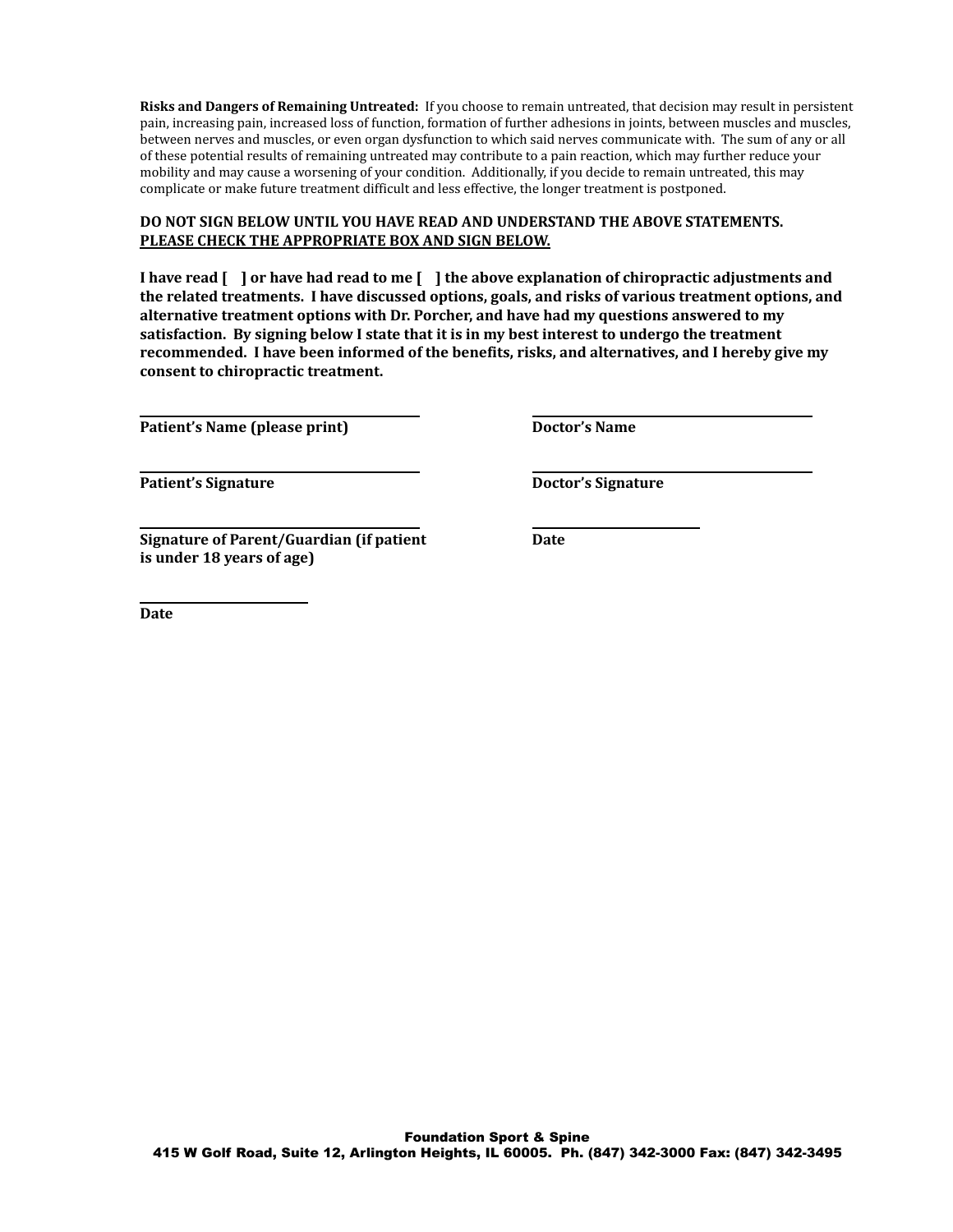**Risks and Dangers of Remaining Untreated:** If you choose to remain untreated, that decision may result in persistent pain, increasing pain, increased loss of function, formation of further adhesions in joints, between muscles and muscles, between nerves and muscles, or even organ dysfunction to which said nerves communicate with. The sum of any or all of these potential results of remaining untreated may contribute to a pain reaction, which may further reduce your mobility and may cause a worsening of your condition. Additionally, if you decide to remain untreated, this may complicate or make future treatment difficult and less effective, the longer treatment is postponed.

**DO NOT SIGN BELOW UNTIL YOU HAVE READ AND UNDERSTAND THE ABOVE STATEMENTS.**
**<u>PLEASE CHECK THE APPROPRIATE BOX AND SIGN BELOW.</u>**

**I have read [ ] or have had read to me [ ] the above explanation of chiropractic adjustments and the related treatments. I have discussed options, goals, and risks of various treatment options, and alternative treatment options with Dr. Porcher, and have had my questions answered to my satisfaction. By signing below I state that it is in my best interest to undergo the treatment recommended. I have been informed of the benefits, risks, and alternatives, and I hereby give my consent to chiropractic treatment.**

\_\_\_\_\_\_\_\_\_\_\_\_\_\_\_\_\_\_\_\_\_\_\_\_\_\_\_\_\_\_\_\_\_\_\_\_\_\_
**Patient's Name (please print)**

\_\_\_\_\_\_\_\_\_\_\_\_\_\_\_\_\_\_\_\_\_\_\_\_\_\_\_\_\_\_\_\_\_\_\_\_\_\_
**Doctor's Name**

\_\_\_\_\_\_\_\_\_\_\_\_\_\_\_\_\_\_\_\_\_\_\_\_\_\_\_\_\_\_\_\_\_\_\_\_\_\_
**Patient's Signature**

\_\_\_\_\_\_\_\_\_\_\_\_\_\_\_\_\_\_\_\_\_\_\_\_\_\_\_\_\_\_\_\_\_\_\_\_\_\_
**Doctor's Signature**

\_\_\_\_\_\_\_\_\_\_\_\_\_\_\_\_\_\_\_\_\_\_\_\_\_\_\_\_\_\_\_\_\_\_\_\_\_\_
**Signature of Parent/Guardian (if patient is under 18 years of age)**

\_\_\_\_\_\_\_\_\_\_\_\_\_\_\_\_\_\_\_\_\_\_\_\_
**Date**

\_\_\_\_\_\_\_\_\_\_\_\_\_\_\_\_\_\_\_\_\_\_\_\_
**Date**

**Foundation Sport & Spine**
**415 W Golf Road, Suite 12, Arlington Heights, IL 60005. Ph. (847) 342-3000 Fax: (847) 342-3495**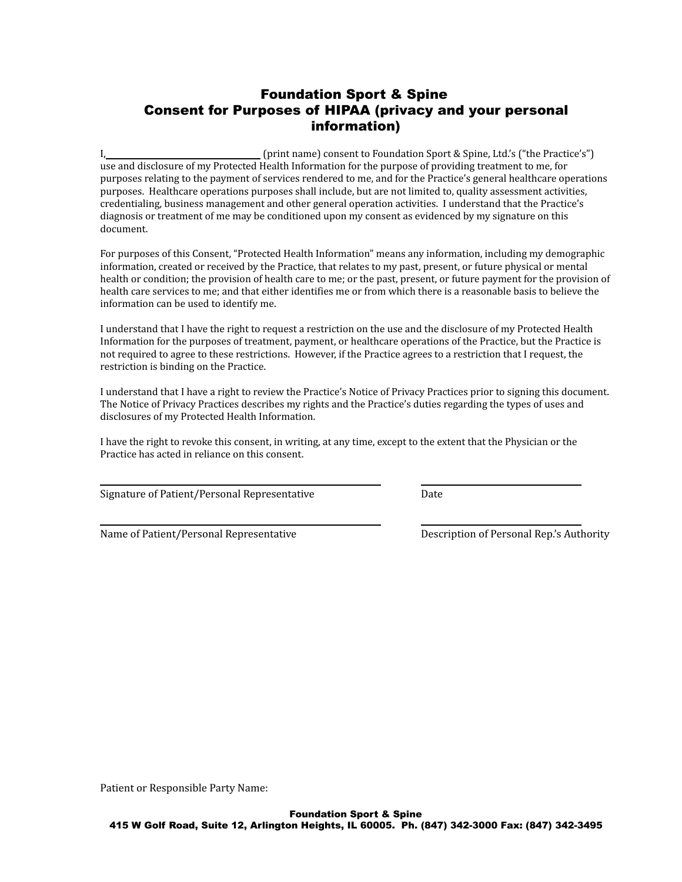# Foundation Sport & Spine
## Consent for Purposes of HIPAA (privacy and your personal information)

I,\_\_\_\_\_\_\_\_\_\_\_\_\_\_\_\_\_\_\_\_\_\_\_\_\_\_\_\_\_\_\_\_ (print name) consent to Foundation Sport & Spine, Ltd.'s ("the Practice's") use and disclosure of my Protected Health Information for the purpose of providing treatment to me, for purposes relating to the payment of services rendered to me, and for the Practice's general healthcare operations purposes. Healthcare operations purposes shall include, but are not limited to, quality assessment activities, credentialing, business management and other general operation activities. I understand that the Practice's diagnosis or treatment of me may be conditioned upon my consent as evidenced by my signature on this document.

For purposes of this Consent, "Protected Health Information" means any information, including my demographic information, created or received by the Practice, that relates to my past, present, or future physical or mental health or condition; the provision of health care to me; or the past, present, or future payment for the provision of health care services to me; and that either identifies me or from which there is a reasonable basis to believe the information can be used to identify me.

I understand that I have the right to request a restriction on the use and the disclosure of my Protected Health Information for the purposes of treatment, payment, or healthcare operations of the Practice, but the Practice is not required to agree to these restrictions. However, if the Practice agrees to a restriction that I request, the restriction is binding on the Practice.

I understand that I have a right to review the Practice's Notice of Privacy Practices prior to signing this document. The Notice of Privacy Practices describes my rights and the Practice's duties regarding the types of uses and disclosures of my Protected Health Information.

I have the right to revoke this consent, in writing, at any time, except to the extent that the Physician or the Practice has acted in reliance on this consent.

\_\_\_\_\_\_\_\_\_\_\_\_\_\_\_\_\_\_\_\_\_\_\_\_\_\_\_\_\_\_\_\_\_\_\_\_\_\_\_\_ \_\_\_\_\_\_\_\_\_\_\_\_\_\_\_\_\_\_\_\_\_\_\_\_

Signature of Patient/Personal Representative Date

\_\_\_\_\_\_\_\_\_\_\_\_\_\_\_\_\_\_\_\_\_\_\_\_\_\_\_\_\_\_\_\_\_\_\_\_\_\_\_\_ \_\_\_\_\_\_\_\_\_\_\_\_\_\_\_\_\_\_\_\_\_\_\_\_

Name of Patient/Personal Representative Description of Personal Rep.'s Authority

Patient or Responsible Party Name:

**Foundation Sport & Spine**
**415 W Golf Road, Suite 12, Arlington Heights, IL 60005. Ph. (847) 342-3000 Fax: (847) 342-3495**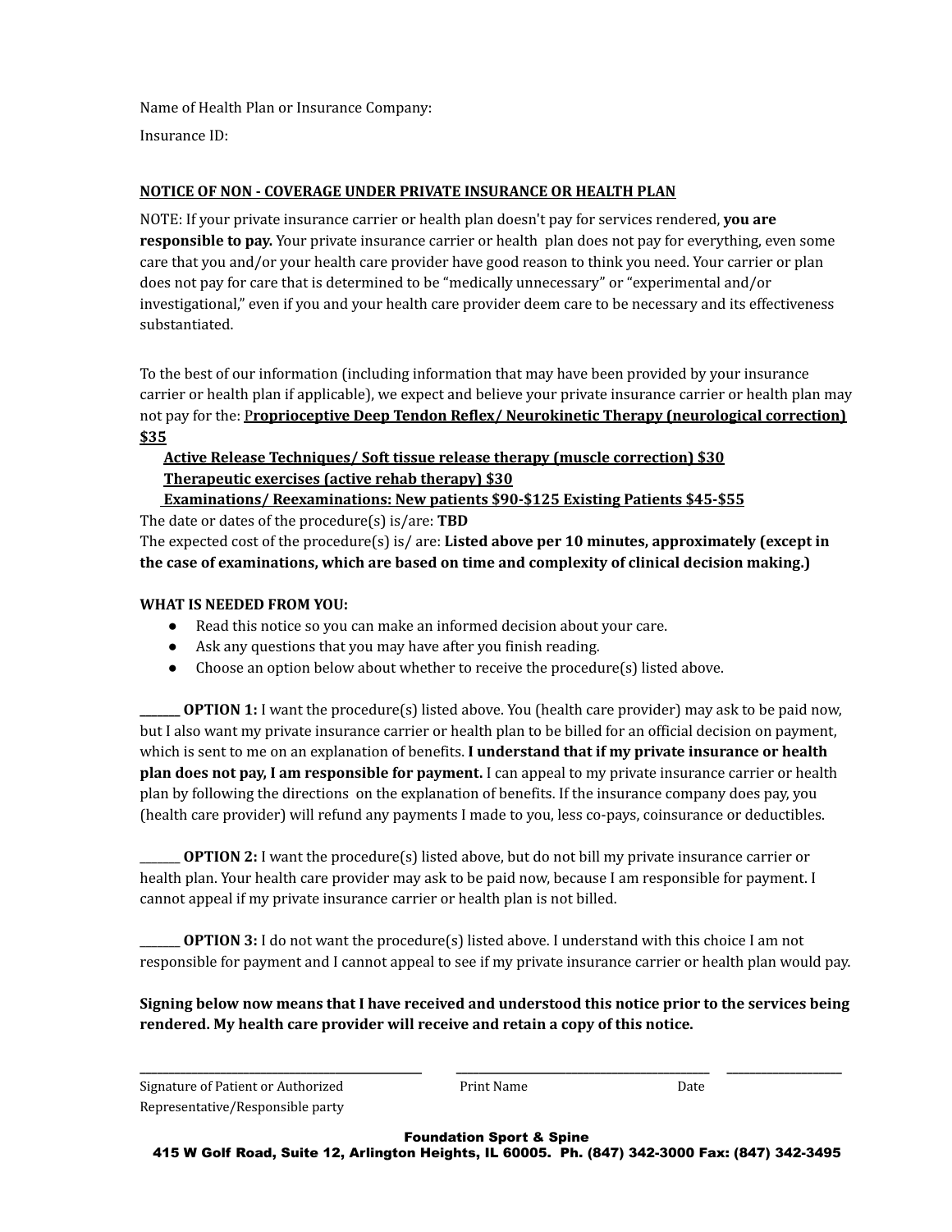Name of Health Plan or Insurance Company:

Insurance ID:

**NOTICE OF NON - COVERAGE UNDER PRIVATE INSURANCE OR HEALTH PLAN**

NOTE: If your private insurance carrier or health plan doesn't pay for services rendered, **you are responsible to pay.** Your private insurance carrier or health plan does not pay for everything, even some care that you and/or your health care provider have good reason to think you need. Your carrier or plan does not pay for care that is determined to be "medically unnecessary" or "experimental and/or investigational," even if you and your health care provider deem care to be necessary and its effectiveness substantiated.

To the best of our information (including information that may have been provided by your insurance carrier or health plan if applicable), we expect and believe your private insurance carrier or health plan may not pay for the: **Proprioceptive Deep Tendon Reflex/ Neurokinetic Therapy (neurological correction) $35**

**Active Release Techniques/ Soft tissue release therapy (muscle correction) $30**
**Therapeutic exercises (active rehab therapy) $30**
**Examinations/ Reexaminations: New patients $90-$125 Existing Patients $45-$55**

The date or dates of the procedure(s) is/are: **TBD**
The expected cost of the procedure(s) is/ are: **Listed above per 10 minutes, approximately (except in the case of examinations, which are based on time and complexity of clinical decision making.)**

**WHAT IS NEEDED FROM YOU:**

- Read this notice so you can make an informed decision about your care.
- Ask any questions that you may have after you finish reading.
- Choose an option below about whether to receive the procedure(s) listed above.

_______ **OPTION 1:** I want the procedure(s) listed above. You (health care provider) may ask to be paid now, but I also want my private insurance carrier or health plan to be billed for an official decision on payment, which is sent to me on an explanation of benefits. **I understand that if my private insurance or health plan does not pay, I am responsible for payment.** I can appeal to my private insurance carrier or health plan by following the directions on the explanation of benefits. If the insurance company does pay, you (health care provider) will refund any payments I made to you, less co-pays, coinsurance or deductibles.

_______ **OPTION 2:** I want the procedure(s) listed above, but do not bill my private insurance carrier or health plan. Your health care provider may ask to be paid now, because I am responsible for payment. I cannot appeal if my private insurance carrier or health plan is not billed.

_______ **OPTION 3:** I do not want the procedure(s) listed above. I understand with this choice I am not responsible for payment and I cannot appeal to see if my private insurance carrier or health plan would pay.

**Signing below now means that I have received and understood this notice prior to the services being rendered. My health care provider will receive and retain a copy of this notice.**

_______________________________ _______________________________ _______________

Signature of Patient or Authorized Representative/Responsible party — Print Name — Date

**Foundation Sport & Spine**
**415 W Golf Road, Suite 12, Arlington Heights, IL 60005. Ph. (847) 342-3000 Fax: (847) 342-3495**